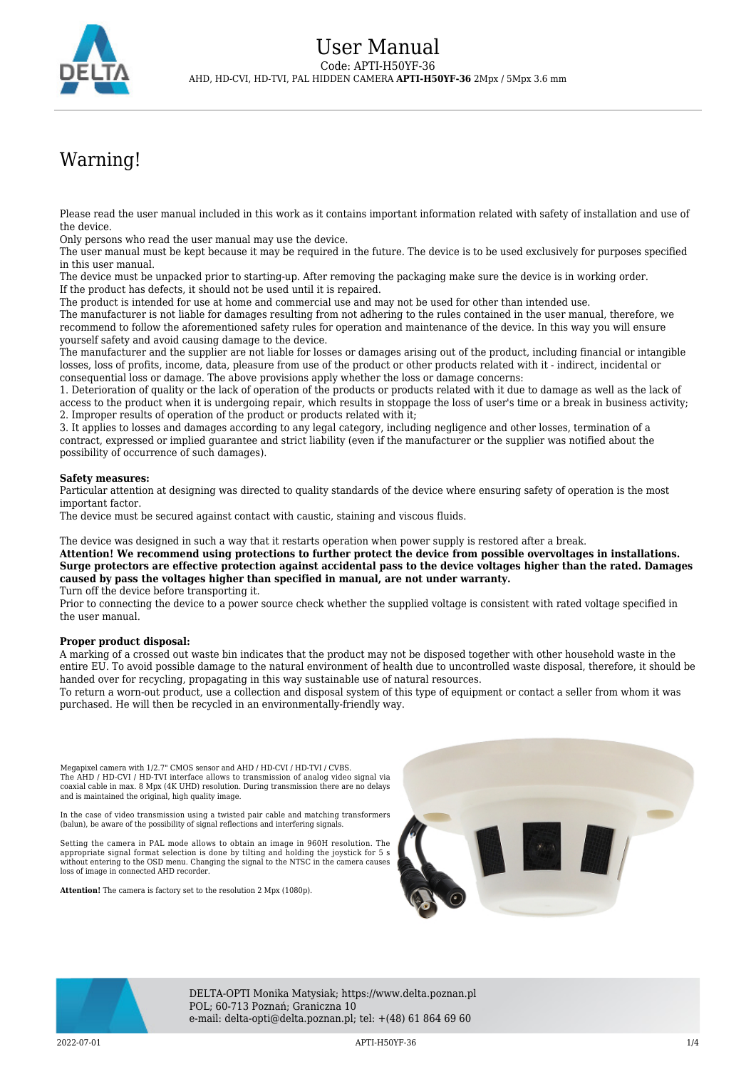# User Manual

Code: APTI-H50YF-36

AHD, HD-CVI, HD-TVI, PAL HIDDEN CAMERA **APTI-H50YF-36** 2Mpx / 5Mpx 3.6 mm

## Warning!

Please read the user manual included in this work as it contains important information related with safety of installation and use of the device.

Only persons who read the user manual may use the device.

The user manual must be kept because it may be required in the future. The device is to be used exclusively for purposes specified in this user manual.

The device must be unpacked prior to starting-up. After removing the packaging make sure the device is in working order.

If the product has defects, it should not be used until it is repaired.

The product is intended for use at home and commercial use and may not be used for other than intended use.

The manufacturer is not liable for damages resulting from not adhering to the rules contained in the user manual, therefore, we recommend to follow the aforementioned safety rules for operation and maintenance of the device. In this way you will ensure yourself safety and avoid causing damage to the device.

The manufacturer and the supplier are not liable for losses or damages arising out of the product, including financial or intangible losses, loss of profits, income, data, pleasure from use of the product or other products related with it - indirect, incidental or consequential loss or damage. The above provisions apply whether the loss or damage concerns:

1. Deterioration of quality or the lack of operation of the products or products related with it due to damage as well as the lack of access to the product when it is undergoing repair, which results in stoppage the loss of user's time or a break in business activity;
2. Improper results of operation of the product or products related with it;
3. It applies to losses and damages according to any legal category, including negligence and other losses, termination of a contract, expressed or implied guarantee and strict liability (even if the manufacturer or the supplier was notified about the possibility of occurrence of such damages).

**Safety measures:**

Particular attention at designing was directed to quality standards of the device where ensuring safety of operation is the most important factor.

The device must be secured against contact with caustic, staining and viscous fluids.

The device was designed in such a way that it restarts operation when power supply is restored after a break.

**Attention! We recommend using protections to further protect the device from possible overvoltages in installations. Surge protectors are effective protection against accidental pass to the device voltages higher than the rated. Damages caused by pass the voltages higher than specified in manual, are not under warranty.**

Turn off the device before transporting it.

Prior to connecting the device to a power source check whether the supplied voltage is consistent with rated voltage specified in the user manual.

**Proper product disposal:**

A marking of a crossed out waste bin indicates that the product may not be disposed together with other household waste in the entire EU. To avoid possible damage to the natural environment of health due to uncontrolled waste disposal, therefore, it should be handed over for recycling, propagating in this way sustainable use of natural resources.

To return a worn-out product, use a collection and disposal system of this type of equipment or contact a seller from whom it was purchased. He will then be recycled in an environmentally-friendly way.

Megapixel camera with 1/2.7" CMOS sensor and AHD / HD-CVI / HD-TVI / CVBS.
The AHD / HD-CVI / HD-TVI interface allows to transmission of analog video signal via coaxial cable in max. 8 Mpx (4K UHD) resolution. During transmission there are no delays and is maintained the original, high quality image.

In the case of video transmission using a twisted pair cable and matching transformers (balun), be aware of the possibility of signal reflections and interfering signals.

Setting the camera in PAL mode allows to obtain an image in 960H resolution. The appropriate signal format selection is done by tilting and holding the joystick for 5 s without entering to the OSD menu. Changing the signal to the NTSC in the camera causes loss of image in connected AHD recorder.

**Attention!** The camera is factory set to the resolution 2 Mpx (1080p).

DELTA-OPTI Monika Matysiak; https://www.delta.poznan.pl
POL; 60-713 Poznań; Graniczna 10
e-mail: delta-opti@delta.poznan.pl; tel: +(48) 61 864 69 60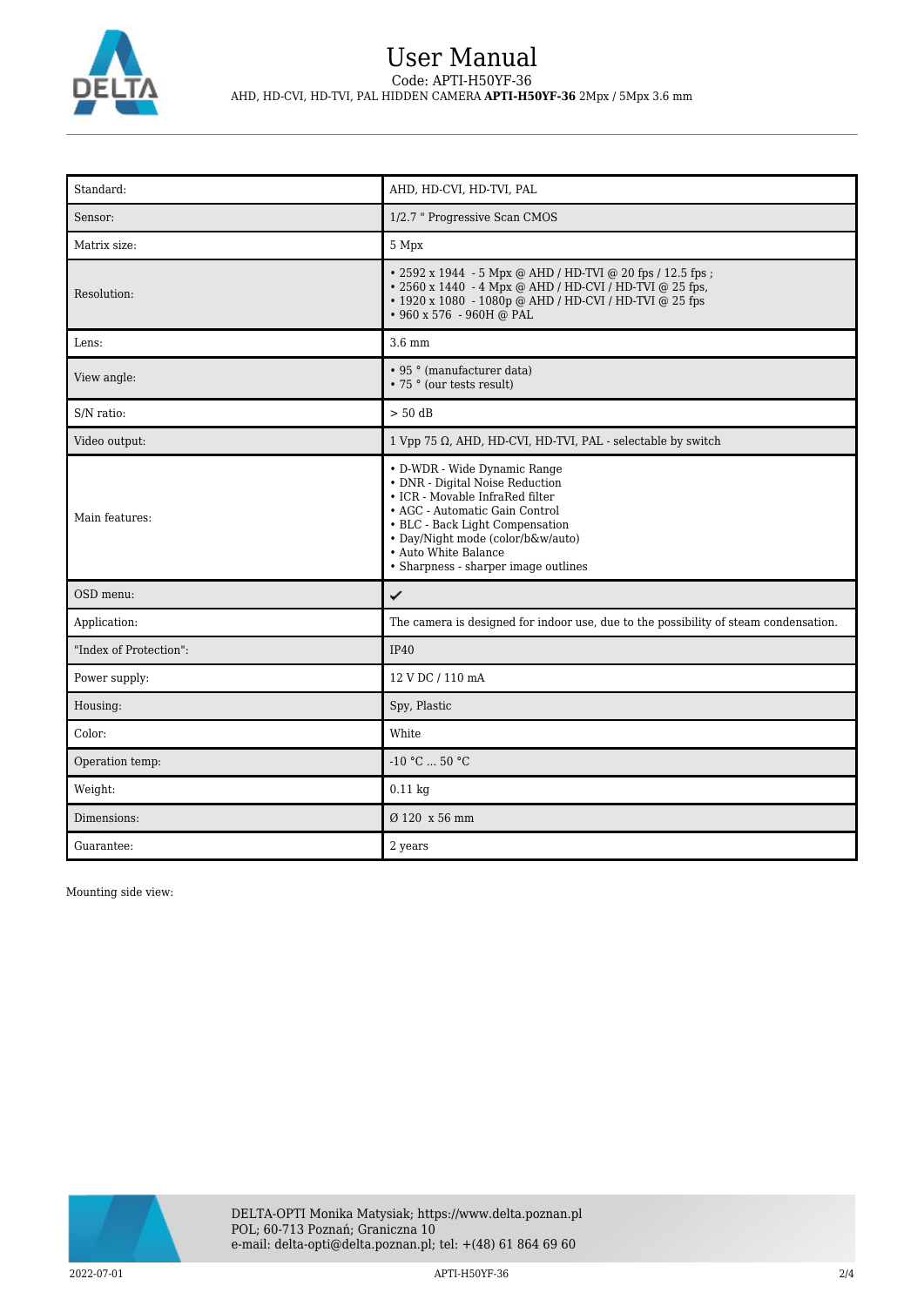# User Manual

Code: APTI-H50YF-36

AHD, HD-CVI, HD-TVI, PAL HIDDEN CAMERA **APTI-H50YF-36** 2Mpx / 5Mpx 3.6 mm

| Standard: | AHD, HD-CVI, HD-TVI, PAL |
|---|---|
| Sensor: | 1/2.7 " Progressive Scan CMOS |
| Matrix size: | 5 Mpx |
| Resolution: | • 2592 x 1944 - 5 Mpx @ AHD / HD-TVI @ 20 fps / 12.5 fps ;<br>• 2560 x 1440 - 4 Mpx @ AHD / HD-CVI / HD-TVI @ 25 fps,<br>• 1920 x 1080 - 1080p @ AHD / HD-CVI / HD-TVI @ 25 fps<br>• 960 x 576 - 960H @ PAL |
| Lens: | 3.6 mm |
| View angle: | • 95 ° (manufacturer data)<br>• 75 ° (our tests result) |
| S/N ratio: | > 50 dB |
| Video output: | 1 Vpp 75 Ω, AHD, HD-CVI, HD-TVI, PAL - selectable by switch |
| Main features: | • D-WDR - Wide Dynamic Range<br>• DNR - Digital Noise Reduction<br>• ICR - Movable InfraRed filter<br>• AGC - Automatic Gain Control<br>• BLC - Back Light Compensation<br>• Day/Night mode (color/b&w/auto)<br>• Auto White Balance<br>• Sharpness - sharper image outlines |
| OSD menu: | ✔ |
| Application: | The camera is designed for indoor use, due to the possibility of steam condensation. |
| "Index of Protection": | IP40 |
| Power supply: | 12 V DC / 110 mA |
| Housing: | Spy, Plastic |
| Color: | White |
| Operation temp: | -10 °C ... 50 °C |
| Weight: | 0.11 kg |
| Dimensions: | Ø 120 x 56 mm |
| Guarantee: | 2 years |

Mounting side view:

DELTA-OPTI Monika Matysiak; https://www.delta.poznan.pl
POL; 60-713 Poznań; Graniczna 10
e-mail: delta-opti@delta.poznan.pl; tel: +(48) 61 864 69 60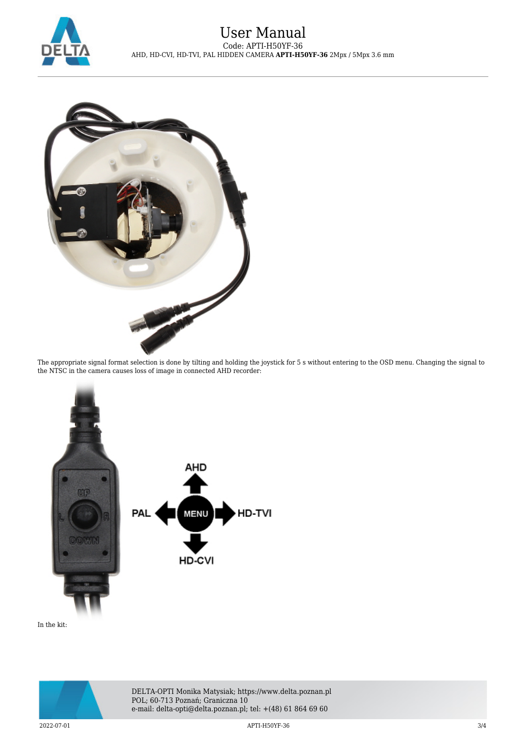The appropriate signal format selection is done by tilting and holding the joystick for 5 s without entering to the OSD menu. Changing the signal to the NTSC in the camera causes loss of image in connected AHD recorder:

In the kit: